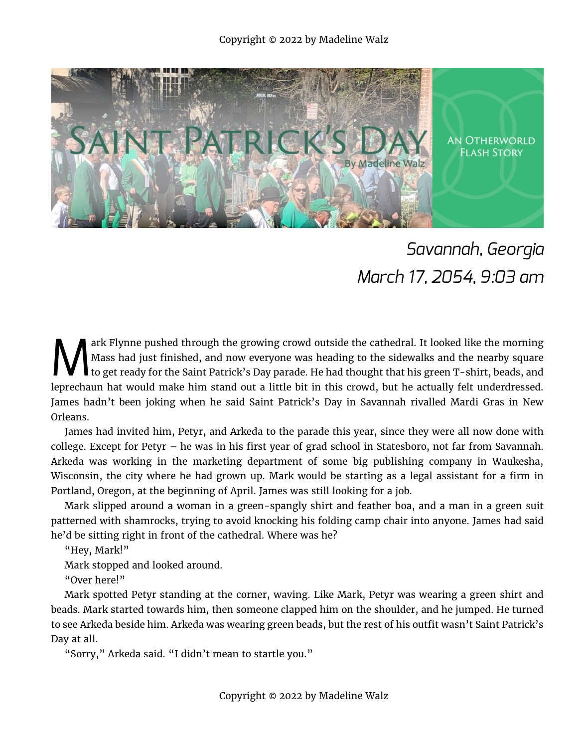# Saint Patrick's Day

By Madeline Walz

An Otherworld Flash Story

*Savannah, Georgia*
*March 17, 2054, 9:03 am*

Mark Flynne pushed through the growing crowd outside the cathedral. It looked like the morning Mass had just finished, and now everyone was heading to the sidewalks and the nearby square to get ready for the Saint Patrick's Day parade. He had thought that his green T-shirt, beads, and leprechaun hat would make him stand out a little bit in this crowd, but he actually felt underdressed. James hadn't been joking when he said Saint Patrick's Day in Savannah rivalled Mardi Gras in New Orleans.

James had invited him, Petyr, and Arkeda to the parade this year, since they were all now done with college. Except for Petyr – he was in his first year of grad school in Statesboro, not far from Savannah. Arkeda was working in the marketing department of some big publishing company in Waukesha, Wisconsin, the city where he had grown up. Mark would be starting as a legal assistant for a firm in Portland, Oregon, at the beginning of April. James was still looking for a job.

Mark slipped around a woman in a green-spangly shirt and feather boa, and a man in a green suit patterned with shamrocks, trying to avoid knocking his folding camp chair into anyone. James had said he'd be sitting right in front of the cathedral. Where was he?

"Hey, Mark!"

Mark stopped and looked around.

"Over here!"

Mark spotted Petyr standing at the corner, waving. Like Mark, Petyr was wearing a green shirt and beads. Mark started towards him, then someone clapped him on the shoulder, and he jumped. He turned to see Arkeda beside him. Arkeda was wearing green beads, but the rest of his outfit wasn't Saint Patrick's Day at all.

"Sorry," Arkeda said. "I didn't mean to startle you."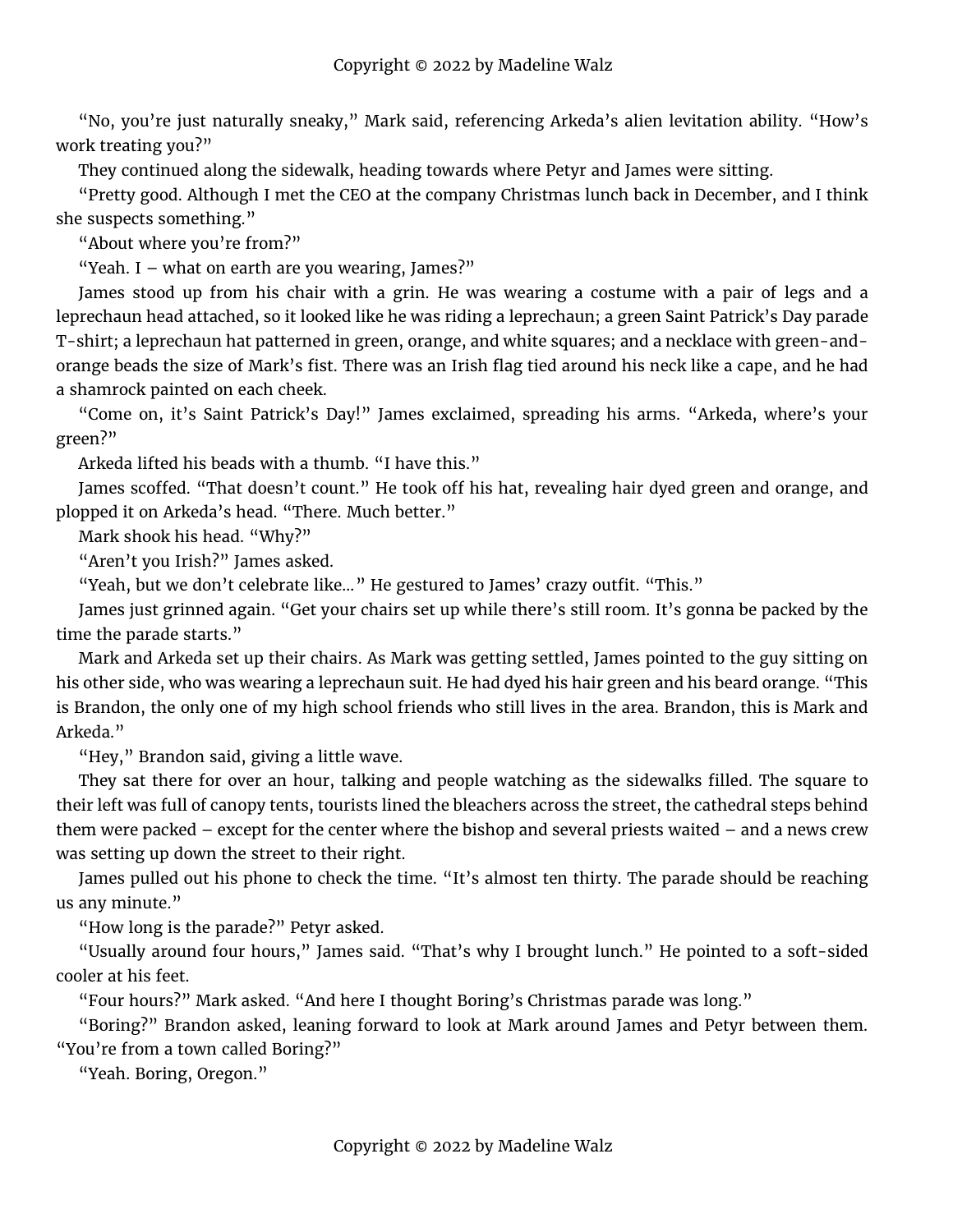"No, you're just naturally sneaky," Mark said, referencing Arkeda's alien levitation ability. "How's work treating you?"

They continued along the sidewalk, heading towards where Petyr and James were sitting.

"Pretty good. Although I met the CEO at the company Christmas lunch back in December, and I think she suspects something."

"About where you're from?"

"Yeah. I – what on earth are you wearing, James?"

James stood up from his chair with a grin. He was wearing a costume with a pair of legs and a leprechaun head attached, so it looked like he was riding a leprechaun; a green Saint Patrick's Day parade T-shirt; a leprechaun hat patterned in green, orange, and white squares; and a necklace with green-and-orange beads the size of Mark's fist. There was an Irish flag tied around his neck like a cape, and he had a shamrock painted on each cheek.

"Come on, it's Saint Patrick's Day!" James exclaimed, spreading his arms. "Arkeda, where's your green?"

Arkeda lifted his beads with a thumb. "I have this."

James scoffed. "That doesn't count." He took off his hat, revealing hair dyed green and orange, and plopped it on Arkeda's head. "There. Much better."

Mark shook his head. "Why?"

"Aren't you Irish?" James asked.

"Yeah, but we don't celebrate like…" He gestured to James' crazy outfit. "This."

James just grinned again. "Get your chairs set up while there's still room. It's gonna be packed by the time the parade starts."

Mark and Arkeda set up their chairs. As Mark was getting settled, James pointed to the guy sitting on his other side, who was wearing a leprechaun suit. He had dyed his hair green and his beard orange. "This is Brandon, the only one of my high school friends who still lives in the area. Brandon, this is Mark and Arkeda."

"Hey," Brandon said, giving a little wave.

They sat there for over an hour, talking and people watching as the sidewalks filled. The square to their left was full of canopy tents, tourists lined the bleachers across the street, the cathedral steps behind them were packed – except for the center where the bishop and several priests waited – and a news crew was setting up down the street to their right.

James pulled out his phone to check the time. "It's almost ten thirty. The parade should be reaching us any minute."

"How long is the parade?" Petyr asked.

"Usually around four hours," James said. "That's why I brought lunch." He pointed to a soft-sided cooler at his feet.

"Four hours?" Mark asked. "And here I thought Boring's Christmas parade was long."

"Boring?" Brandon asked, leaning forward to look at Mark around James and Petyr between them. "You're from a town called Boring?"

"Yeah. Boring, Oregon."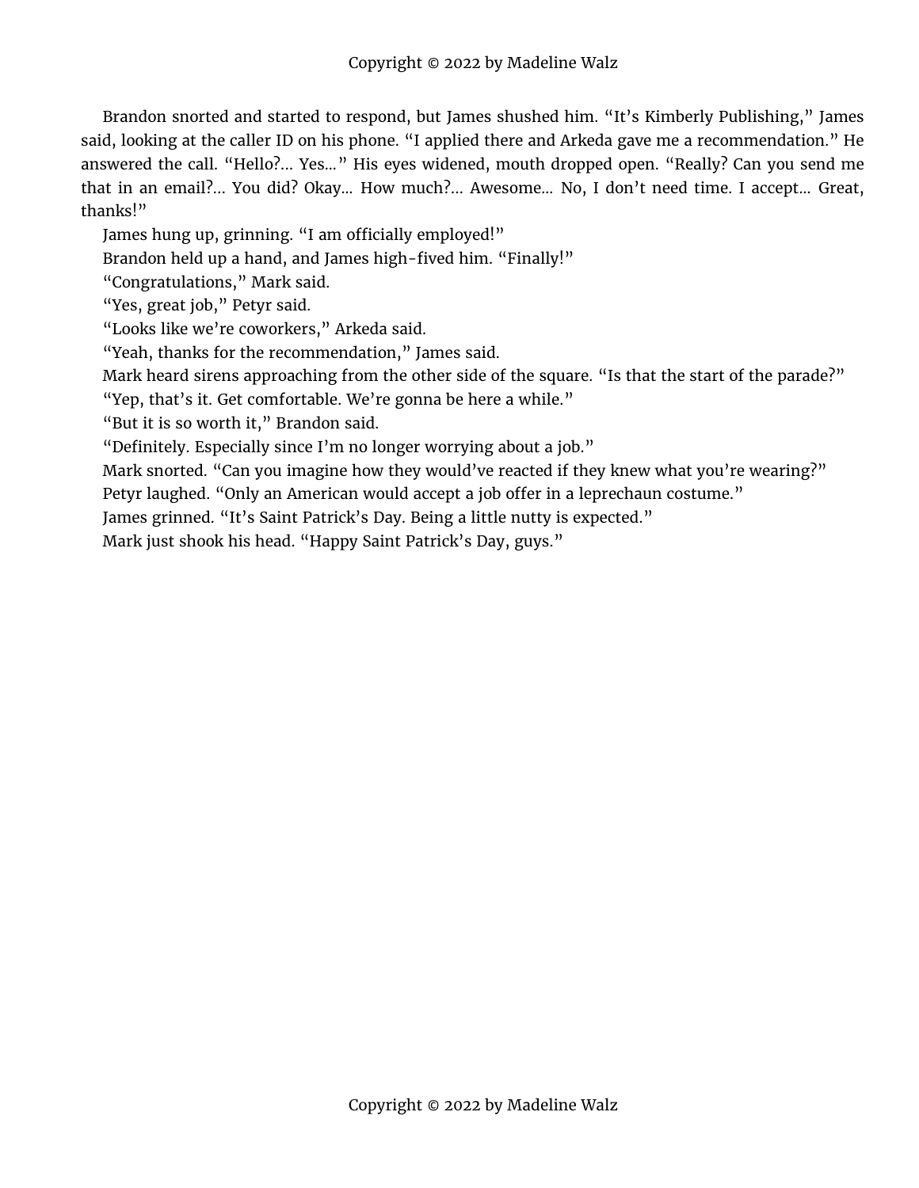Brandon snorted and started to respond, but James shushed him. "It's Kimberly Publishing," James said, looking at the caller ID on his phone. "I applied there and Arkeda gave me a recommendation." He answered the call. "Hello?… Yes…" His eyes widened, mouth dropped open. "Really? Can you send me that in an email?… You did? Okay… How much?… Awesome… No, I don't need time. I accept… Great, thanks!"

James hung up, grinning. "I am officially employed!"

Brandon held up a hand, and James high-fived him. "Finally!"

"Congratulations," Mark said.

"Yes, great job," Petyr said.

"Looks like we're coworkers," Arkeda said.

"Yeah, thanks for the recommendation," James said.

Mark heard sirens approaching from the other side of the square. "Is that the start of the parade?"

"Yep, that's it. Get comfortable. We're gonna be here a while."

"But it is so worth it," Brandon said.

"Definitely. Especially since I'm no longer worrying about a job."

Mark snorted. "Can you imagine how they would've reacted if they knew what you're wearing?"

Petyr laughed. "Only an American would accept a job offer in a leprechaun costume."

James grinned. "It's Saint Patrick's Day. Being a little nutty is expected."

Mark just shook his head. "Happy Saint Patrick's Day, guys."